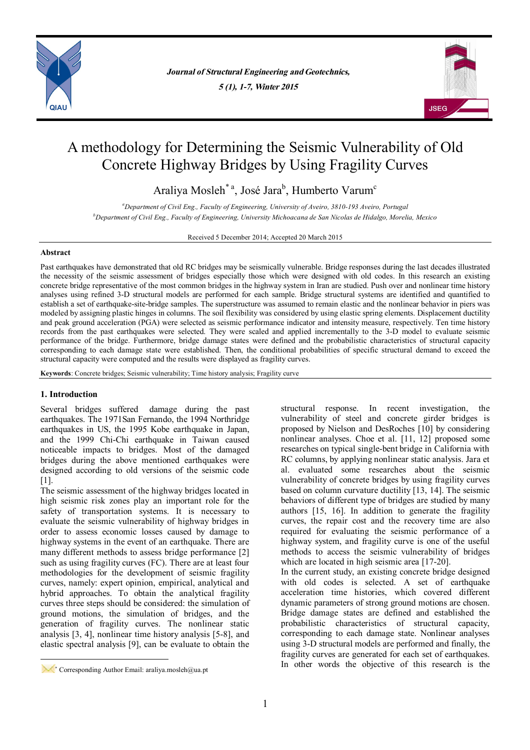# A methodology for Determining the Seismic Vulnerability of Old Concrete Highway Bridges by Using Fragility Curves

Araliya Mosleh[* a], José Jara[b], Humberto Varum[c]

[a]Department of Civil Eng., Faculty of Engineering, University of Aveiro, 3810-193 Aveiro, Portugal
[b]Department of Civil Eng., Faculty of Engineering, University Michoacana de San Nicolas de Hidalgo, Morelia, Mexico

Received 5 December 2014; Accepted 20 March 2015

## Abstract

Past earthquakes have demonstrated that old RC bridges may be seismically vulnerable. Bridge responses during the last decades illustrated the necessity of the seismic assessment of bridges especially those which were designed with old codes. In this research an existing concrete bridge representative of the most common bridges in the highway system in Iran are studied. Push over and nonlinear time history analyses using refined 3-D structural models are performed for each sample. Bridge structural systems are identified and quantified to establish a set of earthquake-site-bridge samples. The superstructure was assumed to remain elastic and the nonlinear behavior in piers was modeled by assigning plastic hinges in columns. The soil flexibility was considered by using elastic spring elements. Displacement ductility and peak ground acceleration (PGA) were selected as seismic performance indicator and intensity measure, respectively. Ten time history records from the past earthquakes were selected. They were scaled and applied incrementally to the 3-D model to evaluate seismic performance of the bridge. Furthermore, bridge damage states were defined and the probabilistic characteristics of structural capacity corresponding to each damage state were established. Then, the conditional probabilities of specific structural demand to exceed the structural capacity were computed and the results were displayed as fragility curves.

**Keywords**: Concrete bridges; Seismic vulnerability; Time history analysis; Fragility curve

## 1. Introduction

Several bridges suffered damage during the past earthquakes. The 1971San Fernando, the 1994 Northridge earthquakes in US, the 1995 Kobe earthquake in Japan, and the 1999 Chi-Chi earthquake in Taiwan caused noticeable impacts to bridges. Most of the damaged bridges during the above mentioned earthquakes were designed according to old versions of the seismic code [1].

The seismic assessment of the highway bridges located in high seismic risk zones play an important role for the safety of transportation systems. It is necessary to evaluate the seismic vulnerability of highway bridges in order to assess economic losses caused by damage to highway systems in the event of an earthquake. There are many different methods to assess bridge performance [2] such as using fragility curves (FC). There are at least four methodologies for the development of seismic fragility curves, namely: expert opinion, empirical, analytical and hybrid approaches. To obtain the analytical fragility curves three steps should be considered: the simulation of ground motions, the simulation of bridges, and the generation of fragility curves. The nonlinear static analysis [3, 4], nonlinear time history analysis [5-8], and elastic spectral analysis [9], can be evaluate to obtain the structural response. In recent investigation, the vulnerability of steel and concrete girder bridges is proposed by Nielson and DesRoches [10] by considering nonlinear analyses. Choe et al. [11, 12] proposed some researches on typical single-bent bridge in California with RC columns, by applying nonlinear static analysis. Jara et al. evaluated some researches about the seismic vulnerability of concrete bridges by using fragility curves based on column curvature ductility [13, 14]. The seismic behaviors of different type of bridges are studied by many authors [15, 16]. In addition to generate the fragility curves, the repair cost and the recovery time are also required for evaluating the seismic performance of a highway system, and fragility curve is one of the useful methods to access the seismic vulnerability of bridges which are located in high seismic area [17-20].

In the current study, an existing concrete bridge designed with old codes is selected. A set of earthquake acceleration time histories, which covered different dynamic parameters of strong ground motions are chosen. Bridge damage states are defined and established the probabilistic characteristics of structural capacity, corresponding to each damage state. Nonlinear analyses using 3-D structural models are performed and finally, the fragility curves are generated for each set of earthquakes. In other words the objective of this research is the

[*] Corresponding Author Email: araliya.mosleh@ua.pt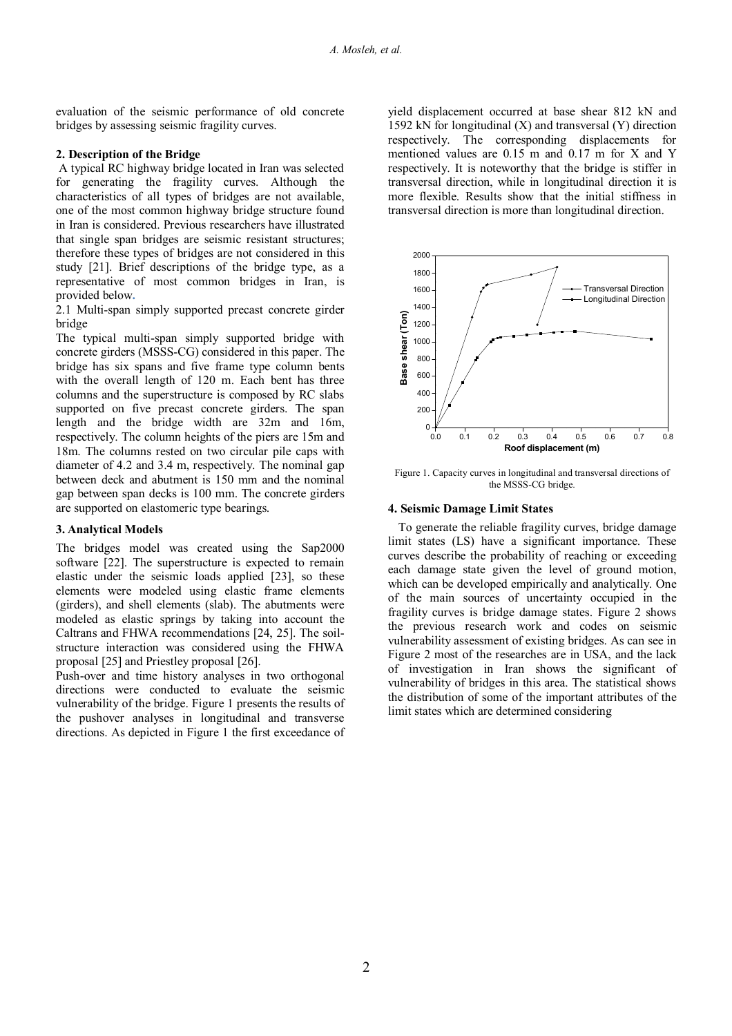evaluation of the seismic performance of old concrete bridges by assessing seismic fragility curves.

## 2. Description of the Bridge

A typical RC highway bridge located in Iran was selected for generating the fragility curves. Although the characteristics of all types of bridges are not available, one of the most common highway bridge structure found in Iran is considered. Previous researchers have illustrated that single span bridges are seismic resistant structures; therefore these types of bridges are not considered in this study [21]. Brief descriptions of the bridge type, as a representative of most common bridges in Iran, is provided below.

2.1 Multi-span simply supported precast concrete girder bridge

The typical multi-span simply supported bridge with concrete girders (MSSS-CG) considered in this paper. The bridge has six spans and five frame type column bents with the overall length of 120 m. Each bent has three columns and the superstructure is composed by RC slabs supported on five precast concrete girders. The span length and the bridge width are 32m and 16m, respectively. The column heights of the piers are 15m and 18m. The columns rested on two circular pile caps with diameter of 4.2 and 3.4 m, respectively. The nominal gap between deck and abutment is 150 mm and the nominal gap between span decks is 100 mm. The concrete girders are supported on elastomeric type bearings.

## 3. Analytical Models

The bridges model was created using the Sap2000 software [22]. The superstructure is expected to remain elastic under the seismic loads applied [23], so these elements were modeled using elastic frame elements (girders), and shell elements (slab). The abutments were modeled as elastic springs by taking into account the Caltrans and FHWA recommendations [24, 25]. The soil-structure interaction was considered using the FHWA proposal [25] and Priestley proposal [26].

Push-over and time history analyses in two orthogonal directions were conducted to evaluate the seismic vulnerability of the bridge. Figure 1 presents the results of the pushover analyses in longitudinal and transverse directions. As depicted in Figure 1 the first exceedance of yield displacement occurred at base shear 812 kN and 1592 kN for longitudinal (X) and transversal (Y) direction respectively. The corresponding displacements for mentioned values are 0.15 m and 0.17 m for X and Y respectively. It is noteworthy that the bridge is stiffer in transversal direction, while in longitudinal direction it is more flexible. Results show that the initial stiffness in transversal direction is more than longitudinal direction.

Base shear (Ton)
2000
1800
1600
1400
1200
1000
800
600
400
200
0
0.0 0.1 0.2 0.3 0.4 0.5 0.6 0.7 0.8
Roof displacement (m)
Transversal Direction
Longitudinal Direction

Figure 1. Capacity curves in longitudinal and transversal directions of the MSSS-CG bridge.

## 4. Seismic Damage Limit States

To generate the reliable fragility curves, bridge damage limit states (LS) have a significant importance. These curves describe the probability of reaching or exceeding each damage state given the level of ground motion, which can be developed empirically and analytically. One of the main sources of uncertainty occupied in the fragility curves is bridge damage states. Figure 2 shows the previous research work and codes on seismic vulnerability assessment of existing bridges. As can see in Figure 2 most of the researches are in USA, and the lack of investigation in Iran shows the significant of vulnerability of bridges in this area. The statistical shows the distribution of some of the important attributes of the limit states which are determined considering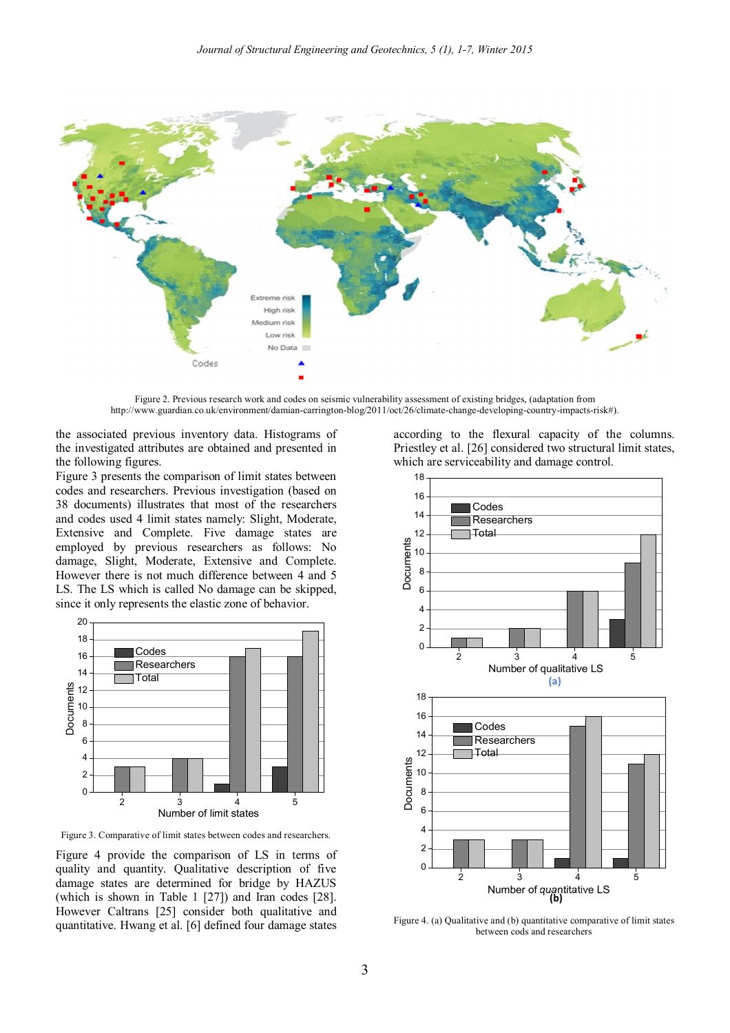Extreme risk

High risk

Medium risk

Low risk

No Data

Codes

Figure 2. Previous research work and codes on seismic vulnerability assessment of existing bridges, (adaptation from http://www.guardian.co.uk/environment/damian-carrington-blog/2011/oct/26/climate-change-developing-country-impacts-risk#).

the associated previous inventory data. Histograms of the investigated attributes are obtained and presented in the following figures.

Figure 3 presents the comparison of limit states between codes and researchers. Previous investigation (based on 38 documents) illustrates that most of the researchers and codes used 4 limit states namely: Slight, Moderate, Extensive and Complete. Five damage states are employed by previous researchers as follows: No damage, Slight, Moderate, Extensive and Complete. However there is not much difference between 4 and 5 LS. The LS which is called No damage can be skipped, since it only represents the elastic zone of behavior.

Documents

0
2
4
6
8
10
12
14
16
18
20

Codes
Researchers
Total

2
3
4
5

Number of limit states

Figure 3. Comparative of limit states between codes and researchers.

Figure 4 provide the comparison of LS in terms of quality and quantity. Qualitative description of five damage states are determined for bridge by HAZUS (which is shown in Table 1 [27]) and Iran codes [28]. However Caltrans [25] consider both qualitative and quantitative. Hwang et al. [6] defined four damage states according to the flexural capacity of the columns. Priestley et al. [26] considered two structural limit states, which are serviceability and damage control.

Documents

0
2
4
6
8
10
12
14
16
18

Codes
Researchers
Total

2
3
4
5

Number of qualitative LS

(a)

Documents

0
2
4
6
8
10
12
14
16
18

Codes
Researchers
Total

2
3
4
5

Number of quantitative LS

(b)

Figure 4. (a) Qualitative and (b) quantitative comparative of limit states between cods and researchers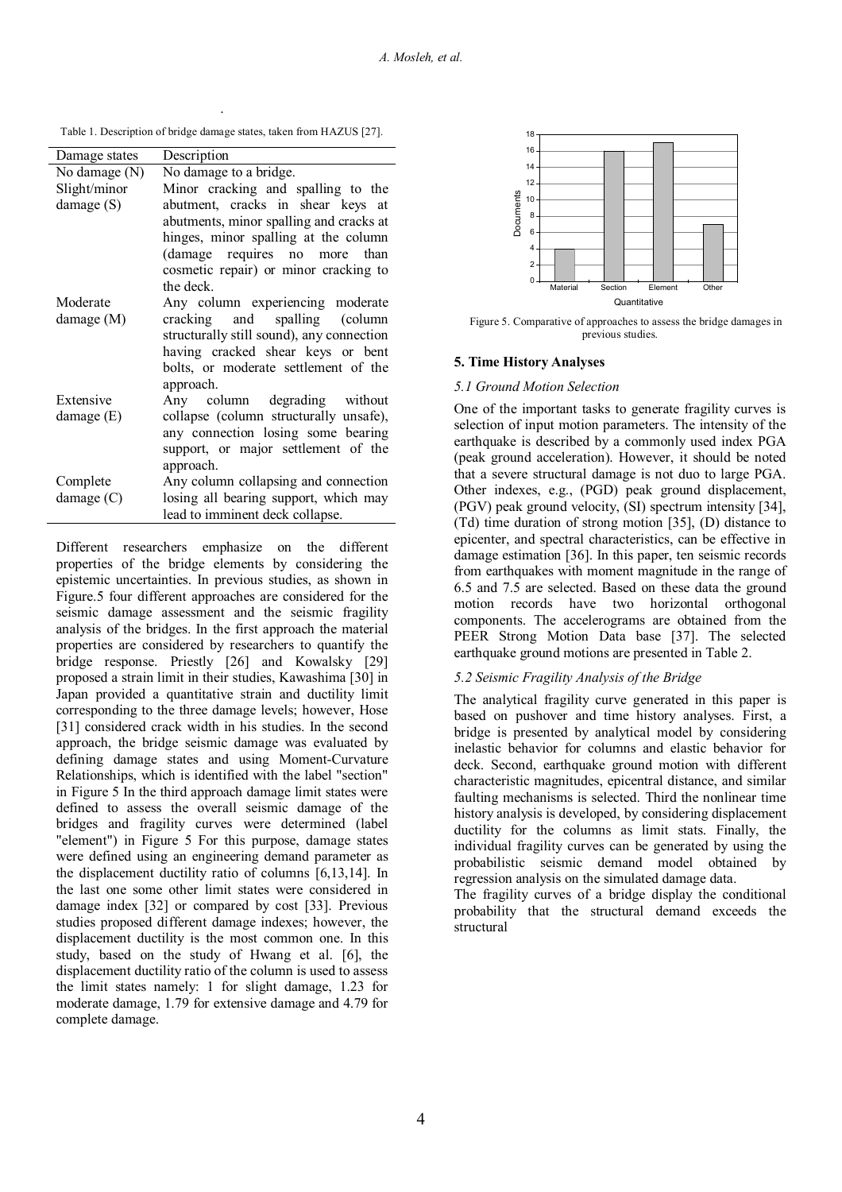Table 1. Description of bridge damage states, taken from HAZUS [27].

| Damage states | Description |
|---|---|
| No damage (N) | No damage to a bridge. |
| Slight/minor damage (S) | Minor cracking and spalling to the abutment, cracks in shear keys at abutments, minor spalling and cracks at hinges, minor spalling at the column (damage requires no more than cosmetic repair) or minor cracking to the deck. |
| Moderate damage (M) | Any column experiencing moderate cracking and spalling (column structurally still sound), any connection having cracked shear keys or bent bolts, or moderate settlement of the approach. |
| Extensive damage (E) | Any column degrading without collapse (column structurally unsafe), any connection losing some bearing support, or major settlement of the approach. |
| Complete damage (C) | Any column collapsing and connection losing all bearing support, which may lead to imminent deck collapse. |

Different researchers emphasize on the different properties of the bridge elements by considering the epistemic uncertainties. In previous studies, as shown in Figure.5 four different approaches are considered for the seismic damage assessment and the seismic fragility analysis of the bridges. In the first approach the material properties are considered by researchers to quantify the bridge response. Priestly [26] and Kowalsky [29] proposed a strain limit in their studies, Kawashima [30] in Japan provided a quantitative strain and ductility limit corresponding to the three damage levels; however, Hose [31] considered crack width in his studies. In the second approach, the bridge seismic damage was evaluated by defining damage states and using Moment-Curvature Relationships, which is identified with the label "section" in Figure 5 In the third approach damage limit states were defined to assess the overall seismic damage of the bridges and fragility curves were determined (label "element") in Figure 5 For this purpose, damage states were defined using an engineering demand parameter as the displacement ductility ratio of columns [6,13,14]. In the last one some other limit states were considered in damage index [32] or compared by cost [33]. Previous studies proposed different damage indexes; however, the displacement ductility is the most common one. In this study, based on the study of Hwang et al. [6], the displacement ductility ratio of the column is used to assess the limit states namely: 1 for slight damage, 1.23 for moderate damage, 1.79 for extensive damage and 4.79 for complete damage.

Documents
0
2
4
6
8
10
12
14
16
18
Material
Section
Element
Other
Quantitative

Figure 5. Comparative of approaches to assess the bridge damages in previous studies.

## 5. Time History Analyses

### *5.1 Ground Motion Selection*

One of the important tasks to generate fragility curves is selection of input motion parameters. The intensity of the earthquake is described by a commonly used index PGA (peak ground acceleration). However, it should be noted that a severe structural damage is not duo to large PGA. Other indexes, e.g., (PGD) peak ground displacement, (PGV) peak ground velocity, (SI) spectrum intensity [34], (Td) time duration of strong motion [35], (D) distance to epicenter, and spectral characteristics, can be effective in damage estimation [36]. In this paper, ten seismic records from earthquakes with moment magnitude in the range of 6.5 and 7.5 are selected. Based on these data the ground motion records have two horizontal orthogonal components. The accelerograms are obtained from the PEER Strong Motion Data base [37]. The selected earthquake ground motions are presented in Table 2.

### *5.2 Seismic Fragility Analysis of the Bridge*

The analytical fragility curve generated in this paper is based on pushover and time history analyses. First, a bridge is presented by analytical model by considering inelastic behavior for columns and elastic behavior for deck. Second, earthquake ground motion with different characteristic magnitudes, epicentral distance, and similar faulting mechanisms is selected. Third the nonlinear time history analysis is developed, by considering displacement ductility for the columns as limit stats. Finally, the individual fragility curves can be generated by using the probabilistic seismic demand model obtained by regression analysis on the simulated damage data.

The fragility curves of a bridge display the conditional probability that the structural demand exceeds the structural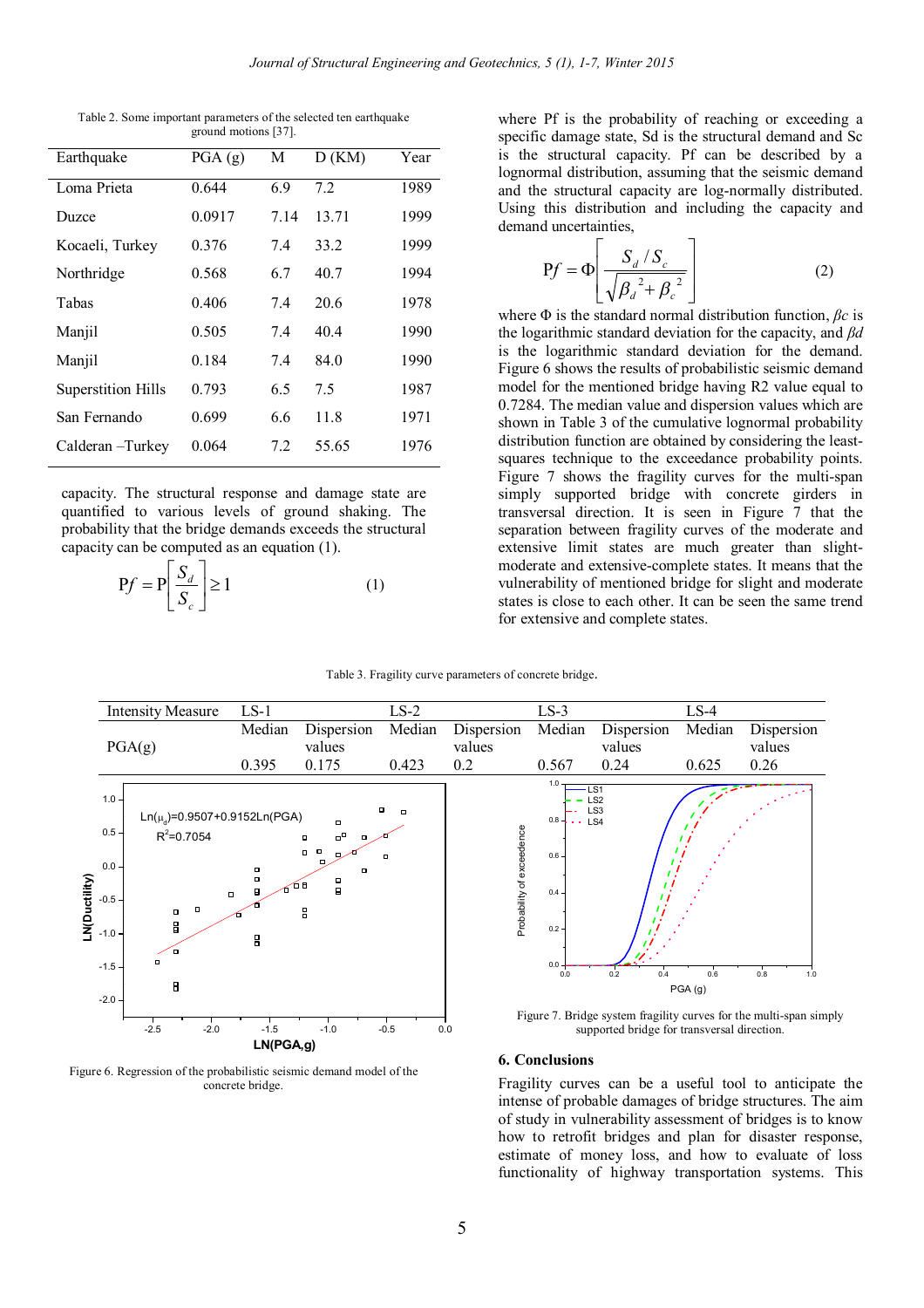Table 2. Some important parameters of the selected ten earthquake ground motions [37].

| Earthquake | PGA (g) | M | D (KM) | Year |
|---|---|---|---|---|
| Loma Prieta | 0.644 | 6.9 | 7.2 | 1989 |
| Duzce | 0.0917 | 7.14 | 13.71 | 1999 |
| Kocaeli, Turkey | 0.376 | 7.4 | 33.2 | 1999 |
| Northridge | 0.568 | 6.7 | 40.7 | 1994 |
| Tabas | 0.406 | 7.4 | 20.6 | 1978 |
| Manjil | 0.505 | 7.4 | 40.4 | 1990 |
| Manjil | 0.184 | 7.4 | 84.0 | 1990 |
| Superstition Hills | 0.793 | 6.5 | 7.5 | 1987 |
| San Fernando | 0.699 | 6.6 | 11.8 | 1971 |
| Calderan –Turkey | 0.064 | 7.2 | 55.65 | 1976 |

capacity. The structural response and damage state are quantified to various levels of ground shaking. The probability that the bridge demands exceeds the structural capacity can be computed as an equation (1).

$$Pf = P\left[\frac{S_d}{S_c}\right] \geq 1 \tag{1}$$

where Pf is the probability of reaching or exceeding a specific damage state, Sd is the structural demand and Sc is the structural capacity. Pf can be described by a lognormal distribution, assuming that the seismic demand and the structural capacity are log-normally distributed. Using this distribution and including the capacity and demand uncertainties,

$$Pf = \Phi\left[\frac{S_d / S_c}{\sqrt{\beta_d^{\,2} + \beta_c^{\,2}}}\right] \tag{2}$$

where $\Phi$ is the standard normal distribution function, $\beta c$ is the logarithmic standard deviation for the capacity, and $\beta d$ is the logarithmic standard deviation for the demand. Figure 6 shows the results of probabilistic seismic demand model for the mentioned bridge having R2 value equal to 0.7284. The median value and dispersion values which are shown in Table 3 of the cumulative lognormal probability distribution function are obtained by considering the least-squares technique to the exceedance probability points. Figure 7 shows the fragility curves for the multi-span simply supported bridge with concrete girders in transversal direction. It is seen in Figure 7 that the separation between fragility curves of the moderate and extensive limit states are much greater than slight-moderate and extensive-complete states. It means that the vulnerability of mentioned bridge for slight and moderate states is close to each other. It can be seen the same trend for extensive and complete states.

Table 3. Fragility curve parameters of concrete bridge.

| Intensity Measure | LS-1 | | LS-2 | | LS-3 | | LS-4 | |
|---|---|---|---|---|---|---|---|---|
| PGA(g) | Median | Dispersion values | Median | Dispersion values | Median | Dispersion values | Median | Dispersion values |
| | 0.395 | 0.175 | 0.423 | 0.2 | 0.567 | 0.24 | 0.625 | 0.26 |

$Ln(\mu_d)$=0.9507+0.9152Ln(PGA)
$R^2$=0.7054
LN(Ductility)
LN(PGA,g)
1.0
0.5
0.0
-0.5
-1.0
-1.5
-2.0
-2.5
-2.0
-1.5
-1.0
-0.5
0.0

Figure 6. Regression of the probabilistic seismic demand model of the concrete bridge.

LS1
LS2
LS3
LS4
Probability of exceedence
PGA (g)
0.0
0.2
0.4
0.6
0.8
1.0
0.0
0.2
0.4
0.6
0.8
1.0

Figure 7. Bridge system fragility curves for the multi-span simply supported bridge for transversal direction.

## 6. Conclusions

Fragility curves can be a useful tool to anticipate the intense of probable damages of bridge structures. The aim of study in vulnerability assessment of bridges is to know how to retrofit bridges and plan for disaster response, estimate of money loss, and how to evaluate of loss functionality of highway transportation systems. This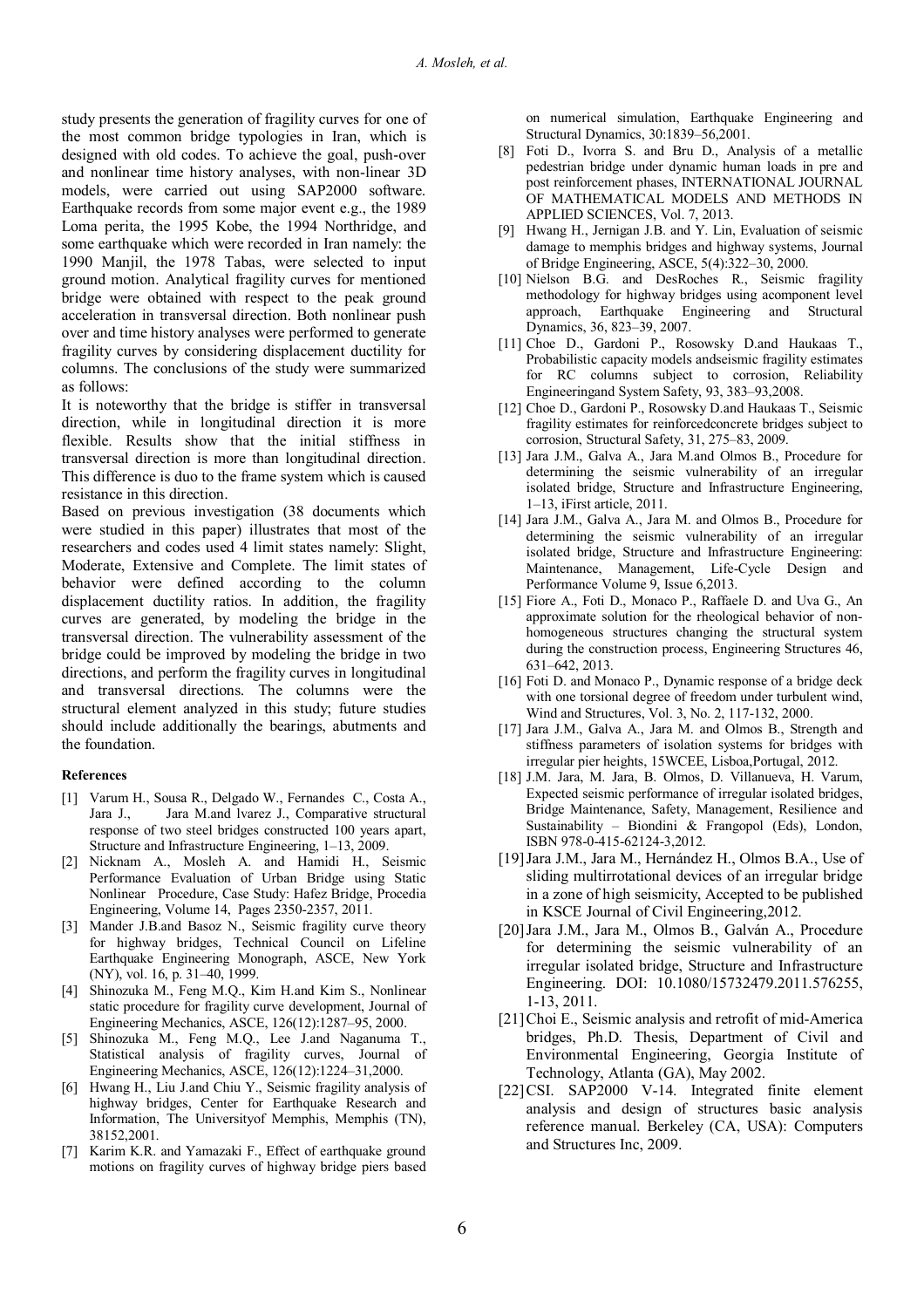study presents the generation of fragility curves for one of the most common bridge typologies in Iran, which is designed with old codes. To achieve the goal, push-over and nonlinear time history analyses, with non-linear 3D models, were carried out using SAP2000 software. Earthquake records from some major event e.g., the 1989 Loma perita, the 1995 Kobe, the 1994 Northridge, and some earthquake which were recorded in Iran namely: the 1990 Manjil, the 1978 Tabas, were selected to input ground motion. Analytical fragility curves for mentioned bridge were obtained with respect to the peak ground acceleration in transversal direction. Both nonlinear push over and time history analyses were performed to generate fragility curves by considering displacement ductility for columns. The conclusions of the study were summarized as follows:

It is noteworthy that the bridge is stiffer in transversal direction, while in longitudinal direction it is more flexible. Results show that the initial stiffness in transversal direction is more than longitudinal direction. This difference is duo to the frame system which is caused resistance in this direction.

Based on previous investigation (38 documents which were studied in this paper) illustrates that most of the researchers and codes used 4 limit states namely: Slight, Moderate, Extensive and Complete. The limit states of behavior were defined according to the column displacement ductility ratios. In addition, the fragility curves are generated, by modeling the bridge in the transversal direction. The vulnerability assessment of the bridge could be improved by modeling the bridge in two directions, and perform the fragility curves in longitudinal and transversal directions. The columns were the structural element analyzed in this study; future studies should include additionally the bearings, abutments and the foundation.

#### References

[1] Varum H., Sousa R., Delgado W., Fernandes C., Costa A., Jara J., Jara M.and lvarez J., Comparative structural response of two steel bridges constructed 100 years apart, Structure and Infrastructure Engineering, 1–13, 2009.

[2] Nicknam A., Mosleh A. and Hamidi H., Seismic Performance Evaluation of Urban Bridge using Static Nonlinear Procedure, Case Study: Hafez Bridge, Procedia Engineering, Volume 14, Pages 2350-2357, 2011.

[3] Mander J.B.and Basoz N., Seismic fragility curve theory for highway bridges, Technical Council on Lifeline Earthquake Engineering Monograph, ASCE, New York (NY), vol. 16, p. 31–40, 1999.

[4] Shinozuka M., Feng M.Q., Kim H.and Kim S., Nonlinear static procedure for fragility curve development, Journal of Engineering Mechanics, ASCE, 126(12):1287–95, 2000.

[5] Shinozuka M., Feng M.Q., Lee J.and Naganuma T., Statistical analysis of fragility curves, Journal of Engineering Mechanics, ASCE, 126(12):1224–31,2000.

[6] Hwang H., Liu J.and Chiu Y., Seismic fragility analysis of highway bridges, Center for Earthquake Research and Information, The Universityof Memphis, Memphis (TN), 38152,2001.

[7] Karim K.R. and Yamazaki F., Effect of earthquake ground motions on fragility curves of highway bridge piers based on numerical simulation, Earthquake Engineering and Structural Dynamics, 30:1839–56,2001.

[8] Foti D., Ivorra S. and Bru D., Analysis of a metallic pedestrian bridge under dynamic human loads in pre and post reinforcement phases, INTERNATIONAL JOURNAL OF MATHEMATICAL MODELS AND METHODS IN APPLIED SCIENCES, Vol. 7, 2013.

[9] Hwang H., Jernigan J.B. and Y. Lin, Evaluation of seismic damage to memphis bridges and highway systems, Journal of Bridge Engineering, ASCE, 5(4):322–30, 2000.

[10] Nielson B.G. and DesRoches R., Seismic fragility methodology for highway bridges using acomponent level approach, Earthquake Engineering and Structural Dynamics, 36, 823–39, 2007.

[11] Choe D., Gardoni P., Rosowsky D.and Haukaas T., Probabilistic capacity models andseismic fragility estimates for RC columns subject to corrosion, Reliability Engineeringand System Safety, 93, 383–93,2008.

[12] Choe D., Gardoni P., Rosowsky D.and Haukaas T., Seismic fragility estimates for reinforcedconcrete bridges subject to corrosion, Structural Safety, 31, 275–83, 2009.

[13] Jara J.M., Galva A., Jara M.and Olmos B., Procedure for determining the seismic vulnerability of an irregular isolated bridge, Structure and Infrastructure Engineering, 1–13, iFirst article, 2011.

[14] Jara J.M., Galva A., Jara M. and Olmos B., Procedure for determining the seismic vulnerability of an irregular isolated bridge, Structure and Infrastructure Engineering: Maintenance, Management, Life-Cycle Design and Performance Volume 9, Issue 6,2013.

[15] Fiore A., Foti D., Monaco P., Raffaele D. and Uva G., An approximate solution for the rheological behavior of non-homogeneous structures changing the structural system during the construction process, Engineering Structures 46, 631–642, 2013.

[16] Foti D. and Monaco P., Dynamic response of a bridge deck with one torsional degree of freedom under turbulent wind, Wind and Structures, Vol. 3, No. 2, 117-132, 2000.

[17] Jara J.M., Galva A., Jara M. and Olmos B., Strength and stiffness parameters of isolation systems for bridges with irregular pier heights, 15WCEE, Lisboa,Portugal, 2012.

[18] J.M. Jara, M. Jara, B. Olmos, D. Villanueva, H. Varum, Expected seismic performance of irregular isolated bridges, Bridge Maintenance, Safety, Management, Resilience and Sustainability – Biondini & Frangopol (Eds), London, ISBN 978-0-415-62124-3,2012.

[19] Jara J.M., Jara M., Hernández H., Olmos B.A., Use of sliding multirrotational devices of an irregular bridge in a zone of high seismicity, Accepted to be published in KSCE Journal of Civil Engineering,2012.

[20] Jara J.M., Jara M., Olmos B., Galván A., Procedure for determining the seismic vulnerability of an irregular isolated bridge, Structure and Infrastructure Engineering. DOI: 10.1080/15732479.2011.576255, 1-13, 2011.

[21] Choi E., Seismic analysis and retrofit of mid-America bridges, Ph.D. Thesis, Department of Civil and Environmental Engineering, Georgia Institute of Technology, Atlanta (GA), May 2002.

[22] CSI. SAP2000 V-14. Integrated finite element analysis and design of structures basic analysis reference manual. Berkeley (CA, USA): Computers and Structures Inc, 2009.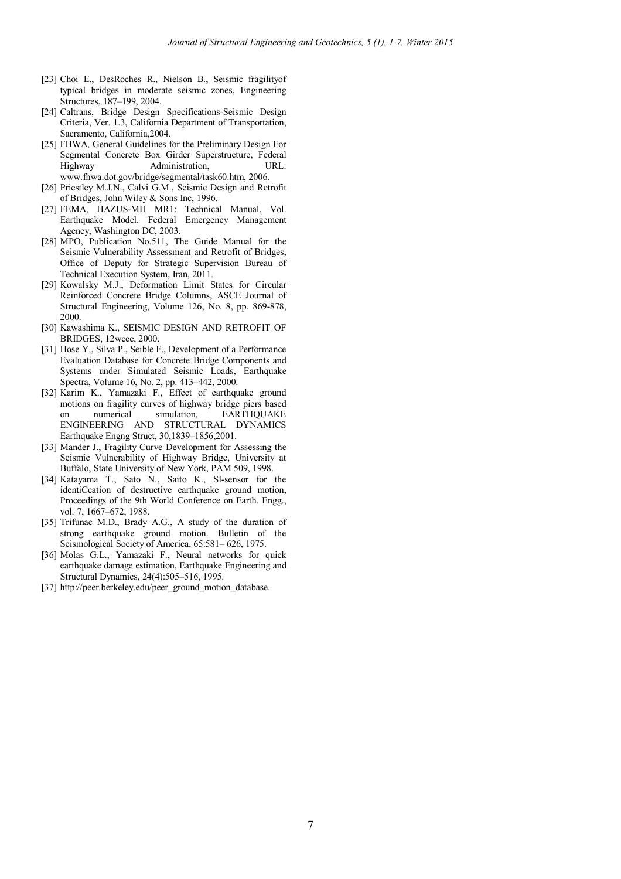[23] Choi E., DesRoches R., Nielson B., Seismic fragilityof typical bridges in moderate seismic zones, Engineering Structures, 187–199, 2004.

[24] Caltrans, Bridge Design Specifications-Seismic Design Criteria, Ver. 1.3, California Department of Transportation, Sacramento, California,2004.

[25] FHWA, General Guidelines for the Preliminary Design For Segmental Concrete Box Girder Superstructure, Federal Highway Administration, URL: www.fhwa.dot.gov/bridge/segmental/task60.htm, 2006.

[26] Priestley M.J.N., Calvi G.M., Seismic Design and Retrofit of Bridges, John Wiley & Sons Inc, 1996.

[27] FEMA, HAZUS-MH MR1: Technical Manual, Vol. Earthquake Model. Federal Emergency Management Agency, Washington DC, 2003.

[28] MPO, Publication No.511, The Guide Manual for the Seismic Vulnerability Assessment and Retrofit of Bridges, Office of Deputy for Strategic Supervision Bureau of Technical Execution System, Iran, 2011.

[29] Kowalsky M.J., Deformation Limit States for Circular Reinforced Concrete Bridge Columns, ASCE Journal of Structural Engineering, Volume 126, No. 8, pp. 869-878, 2000.

[30] Kawashima K., SEISMIC DESIGN AND RETROFIT OF BRIDGES, 12wcee, 2000.

[31] Hose Y., Silva P., Seible F., Development of a Performance Evaluation Database for Concrete Bridge Components and Systems under Simulated Seismic Loads, Earthquake Spectra, Volume 16, No. 2, pp. 413–442, 2000.

[32] Karim K., Yamazaki F., Effect of earthquake ground motions on fragility curves of highway bridge piers based on numerical simulation, EARTHQUAKE ENGINEERING AND STRUCTURAL DYNAMICS Earthquake Engng Struct, 30,1839–1856,2001.

[33] Mander J., Fragility Curve Development for Assessing the Seismic Vulnerability of Highway Bridge, University at Buffalo, State University of New York, PAM 509, 1998.

[34] Katayama T., Sato N., Saito K., SI-sensor for the identiCcation of destructive earthquake ground motion, Proceedings of the 9th World Conference on Earth. Engg., vol. 7, 1667–672, 1988.

[35] Trifunac M.D., Brady A.G., A study of the duration of strong earthquake ground motion. Bulletin of the Seismological Society of America, 65:581– 626, 1975.

[36] Molas G.L., Yamazaki F., Neural networks for quick earthquake damage estimation, Earthquake Engineering and Structural Dynamics, 24(4):505–516, 1995.

[37] http://peer.berkeley.edu/peer_ground_motion_database.